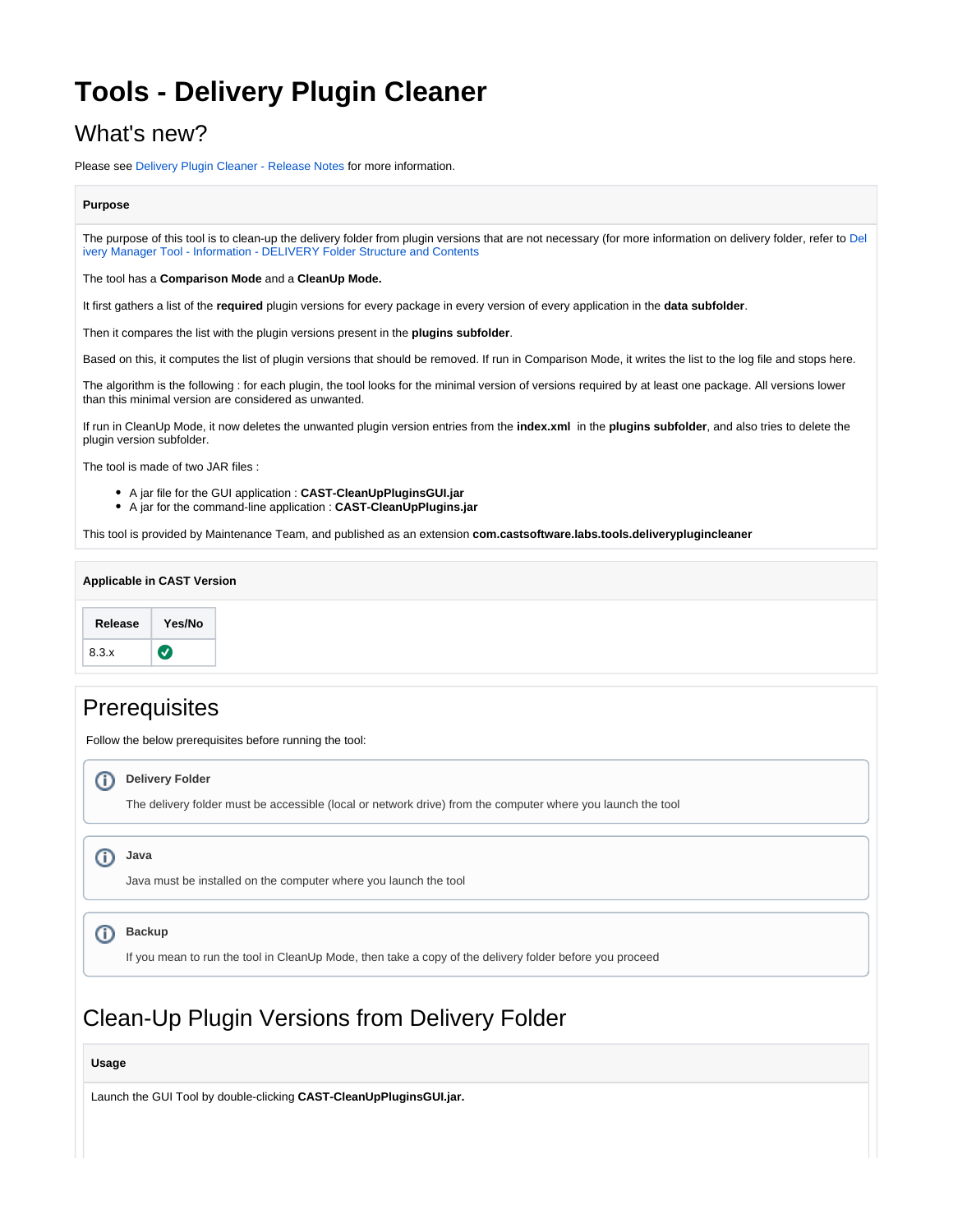# Tools - Delivery Plugin Cleaner

## What's new?

Please see Delivery Plugin Cleaner - Release Notes for more information.

**Purpose**

The purpose of this tool is to clean-up the delivery folder from plugin versions that are not necessary (for more information on delivery folder, refer to Delivery Manager Tool - Information - DELIVERY Folder Structure and Contents

The tool has a **Comparison Mode** and a **CleanUp Mode.**

It first gathers a list of the **required** plugin versions for every package in every version of every application in the **data subfolder**.

Then it compares the list with the plugin versions present in the **plugins subfolder**.

Based on this, it computes the list of plugin versions that should be removed. If run in Comparison Mode, it writes the list to the log file and stops here.

The algorithm is the following : for each plugin, the tool looks for the minimal version of versions required by at least one package. All versions lower than this minimal version are considered as unwanted.

If run in CleanUp Mode, it now deletes the unwanted plugin version entries from the **index.xml** in the **plugins subfolder**, and also tries to delete the plugin version subfolder.

The tool is made of two JAR files :

- A jar file for the GUI application : **CAST-CleanUpPluginsGUI.jar**
- A jar for the command-line application : **CAST-CleanUpPlugins.jar**

This tool is provided by Maintenance Team, and published as an extension **com.castsoftware.labs.tools.deliveryplugincleaner**

**Applicable in CAST Version**

| Release | Yes/No |
|---|---|
| 8.3.x | ✅ |

## Prerequisites

Follow the below prerequisites before running the tool:

**Delivery Folder**

The delivery folder must be accessible (local or network drive) from the computer where you launch the tool

**Java**

Java must be installed on the computer where you launch the tool

**Backup**

If you mean to run the tool in CleanUp Mode, then take a copy of the delivery folder before you proceed

## Clean-Up Plugin Versions from Delivery Folder

**Usage**

Launch the GUI Tool by double-clicking **CAST-CleanUpPluginsGUI.jar.**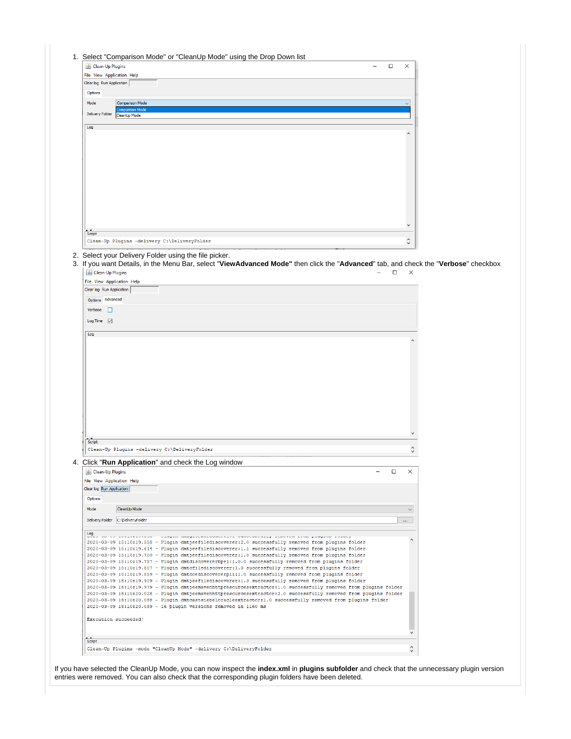1. Select "Comparison Mode" or "CleanUp Mode" using the Drop Down list
2. Select your Delivery Folder using the file picker.
3. If you want Details, in the Menu Bar, select "**ViewAdvanced Mode"** then click the "**Advanced**" tab, and check the "**Verbose**" checkbox
4. Click "**Run Application**" and check the Log window

If you have selected the CleanUp Mode, you can now inspect the **index.xml** in **plugins subfolder** and check that the unnecessary plugin version entries were removed. You can also check that the corresponding plugin folders have been deleted.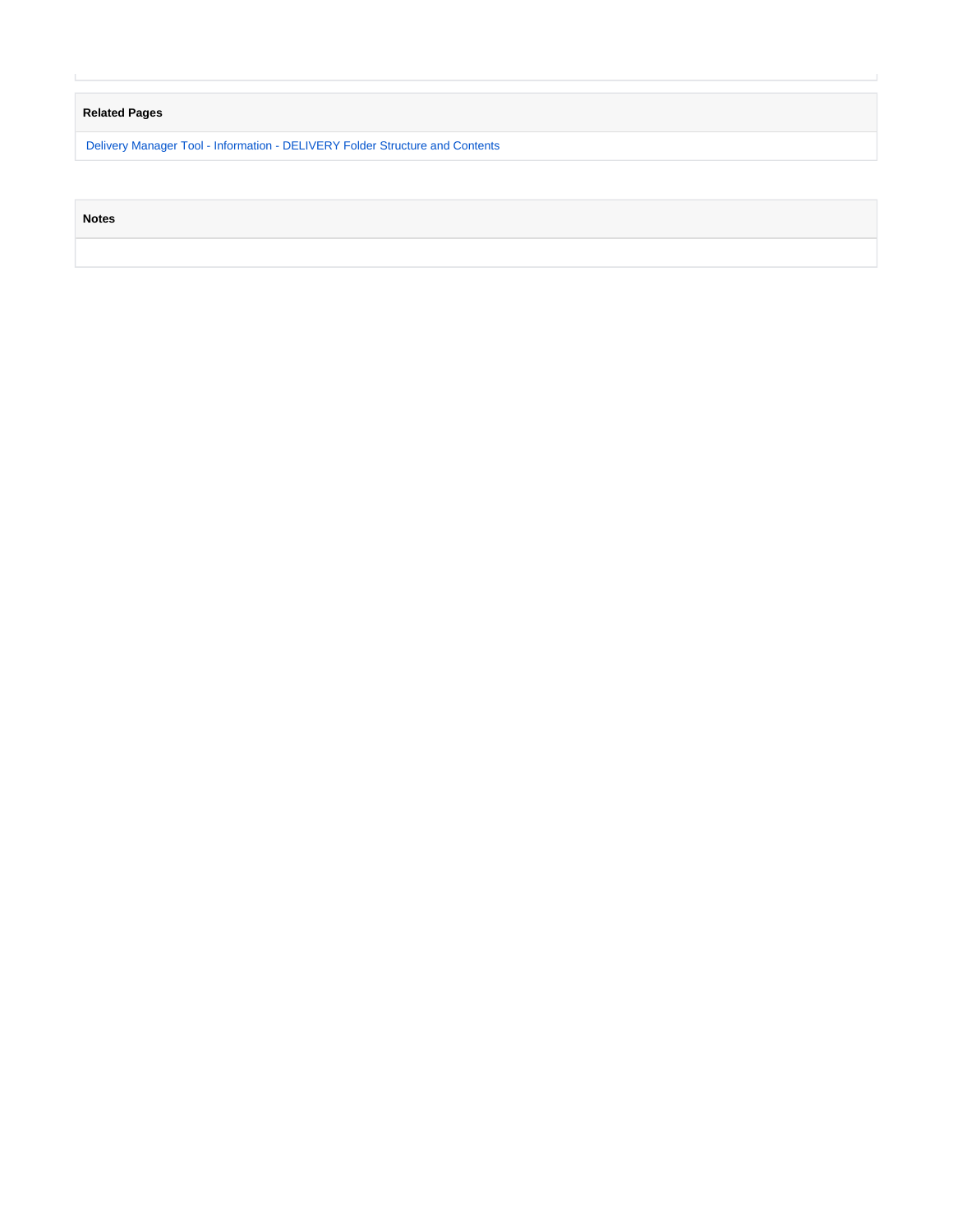| Related Pages |
| --- |
| Delivery Manager Tool - Information - DELIVERY Folder Structure and Contents |

| Notes |
| --- |
| |